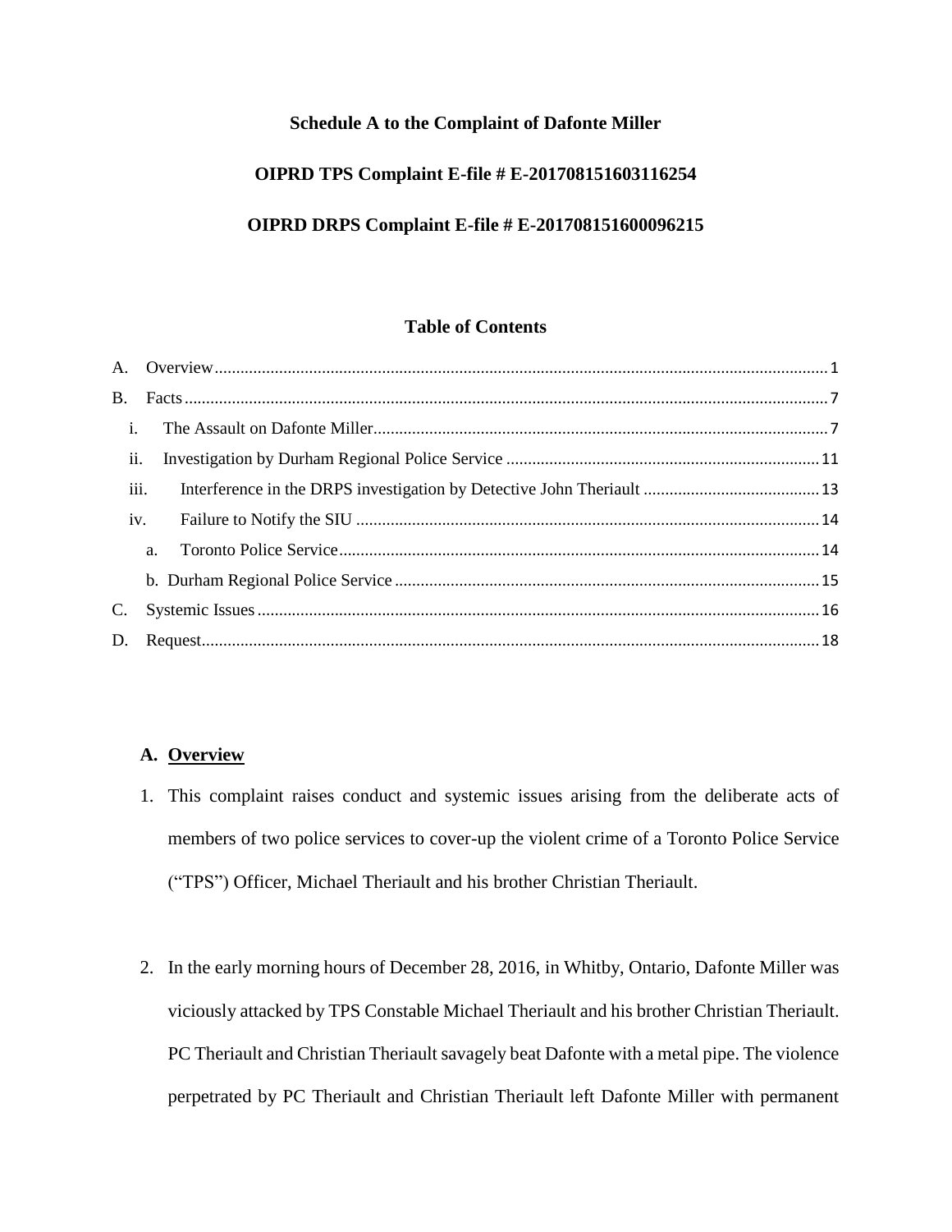**Schedule A to the Complaint of Dafonte Miller**

**OIPRD TPS Complaint E-file # E-201708151603116254**

**OIPRD DRPS Complaint E-file # E-201708151600096215**

**Table of Contents**

A. Overview ........................................................................................................ 1

B. Facts ............................................................................................................... 7

  i. The Assault on Dafonte Miller ...................................................................... 7

  ii. Investigation by Durham Regional Police Service ......................................... 11

  iii. Interference in the DRPS investigation by Detective John Theriault .......... 13

  iv. Failure to Notify the SIU ............................................................................. 14

    a. Toronto Police Service .............................................................................. 14

    b. Durham Regional Police Service .............................................................. 15

C. Systemic Issues ............................................................................................... 16

D. Request ............................................................................................................ 18

## A. Overview

1. This complaint raises conduct and systemic issues arising from the deliberate acts of members of two police services to cover-up the violent crime of a Toronto Police Service ("TPS") Officer, Michael Theriault and his brother Christian Theriault.

2. In the early morning hours of December 28, 2016, in Whitby, Ontario, Dafonte Miller was viciously attacked by TPS Constable Michael Theriault and his brother Christian Theriault. PC Theriault and Christian Theriault savagely beat Dafonte with a metal pipe. The violence perpetrated by PC Theriault and Christian Theriault left Dafonte Miller with permanent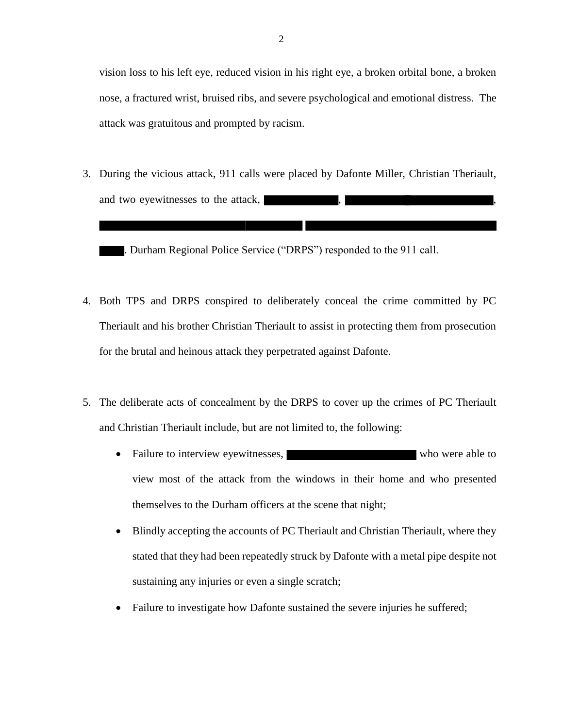vision loss to his left eye, reduced vision in his right eye, a broken orbital bone, a broken nose, a fractured wrist, bruised ribs, and severe psychological and emotional distress. The attack was gratuitous and prompted by racism.

3. During the vicious attack, 911 calls were placed by Dafonte Miller, Christian Theriault, and two eyewitnesses to the attack, ██████████, ████████████████████████, ████████████████████████████████████████████████████████████ ████. Durham Regional Police Service ("DRPS") responded to the 911 call.

4. Both TPS and DRPS conspired to deliberately conceal the crime committed by PC Theriault and his brother Christian Theriault to assist in protecting them from prosecution for the brutal and heinous attack they perpetrated against Dafonte.

5. The deliberate acts of concealment by the DRPS to cover up the crimes of PC Theriault and Christian Theriault include, but are not limited to, the following:

   - Failure to interview eyewitnesses, ████████████████████ who were able to view most of the attack from the windows in their home and who presented themselves to the Durham officers at the scene that night;
   - Blindly accepting the accounts of PC Theriault and Christian Theriault, where they stated that they had been repeatedly struck by Dafonte with a metal pipe despite not sustaining any injuries or even a single scratch;
   - Failure to investigate how Dafonte sustained the severe injuries he suffered;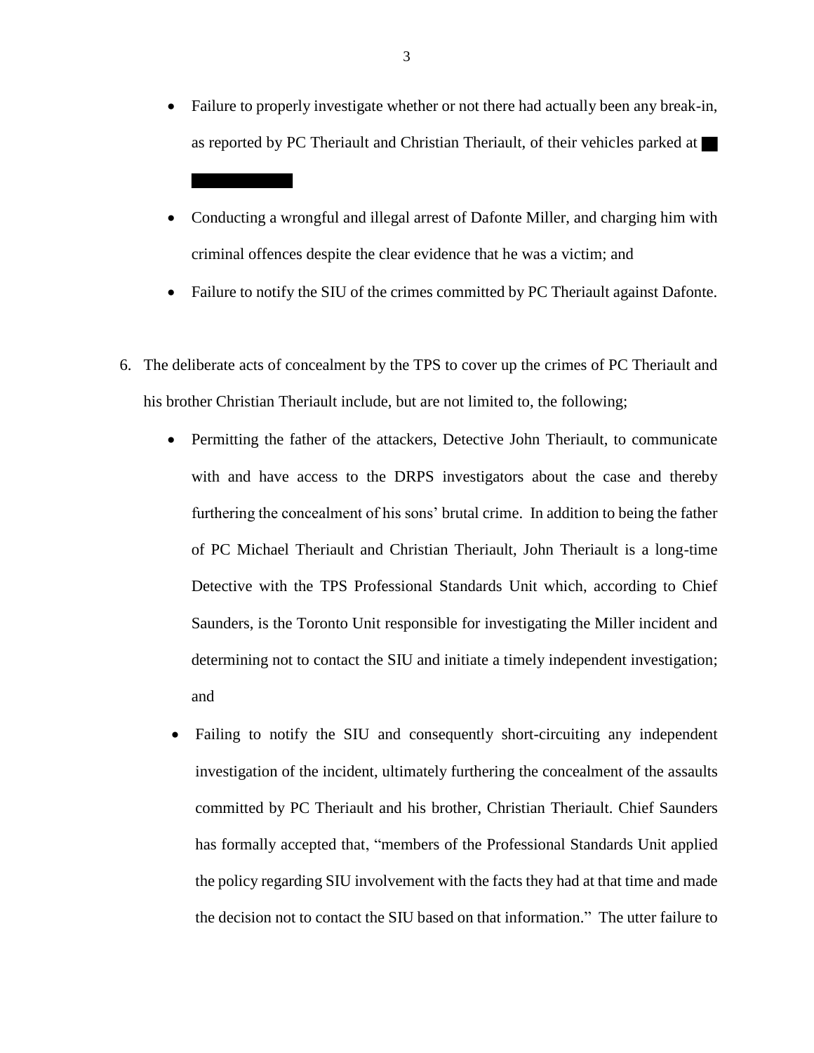- Failure to properly investigate whether or not there had actually been any break-in, as reported by PC Theriault and Christian Theriault, of their vehicles parked at ██ ████████

- Conducting a wrongful and illegal arrest of Dafonte Miller, and charging him with criminal offences despite the clear evidence that he was a victim; and

- Failure to notify the SIU of the crimes committed by PC Theriault against Dafonte.

6. The deliberate acts of concealment by the TPS to cover up the crimes of PC Theriault and his brother Christian Theriault include, but are not limited to, the following;

   - Permitting the father of the attackers, Detective John Theriault, to communicate with and have access to the DRPS investigators about the case and thereby furthering the concealment of his sons' brutal crime. In addition to being the father of PC Michael Theriault and Christian Theriault, John Theriault is a long-time Detective with the TPS Professional Standards Unit which, according to Chief Saunders, is the Toronto Unit responsible for investigating the Miller incident and determining not to contact the SIU and initiate a timely independent investigation; and

   - Failing to notify the SIU and consequently short-circuiting any independent investigation of the incident, ultimately furthering the concealment of the assaults committed by PC Theriault and his brother, Christian Theriault. Chief Saunders has formally accepted that, "members of the Professional Standards Unit applied the policy regarding SIU involvement with the facts they had at that time and made the decision not to contact the SIU based on that information." The utter failure to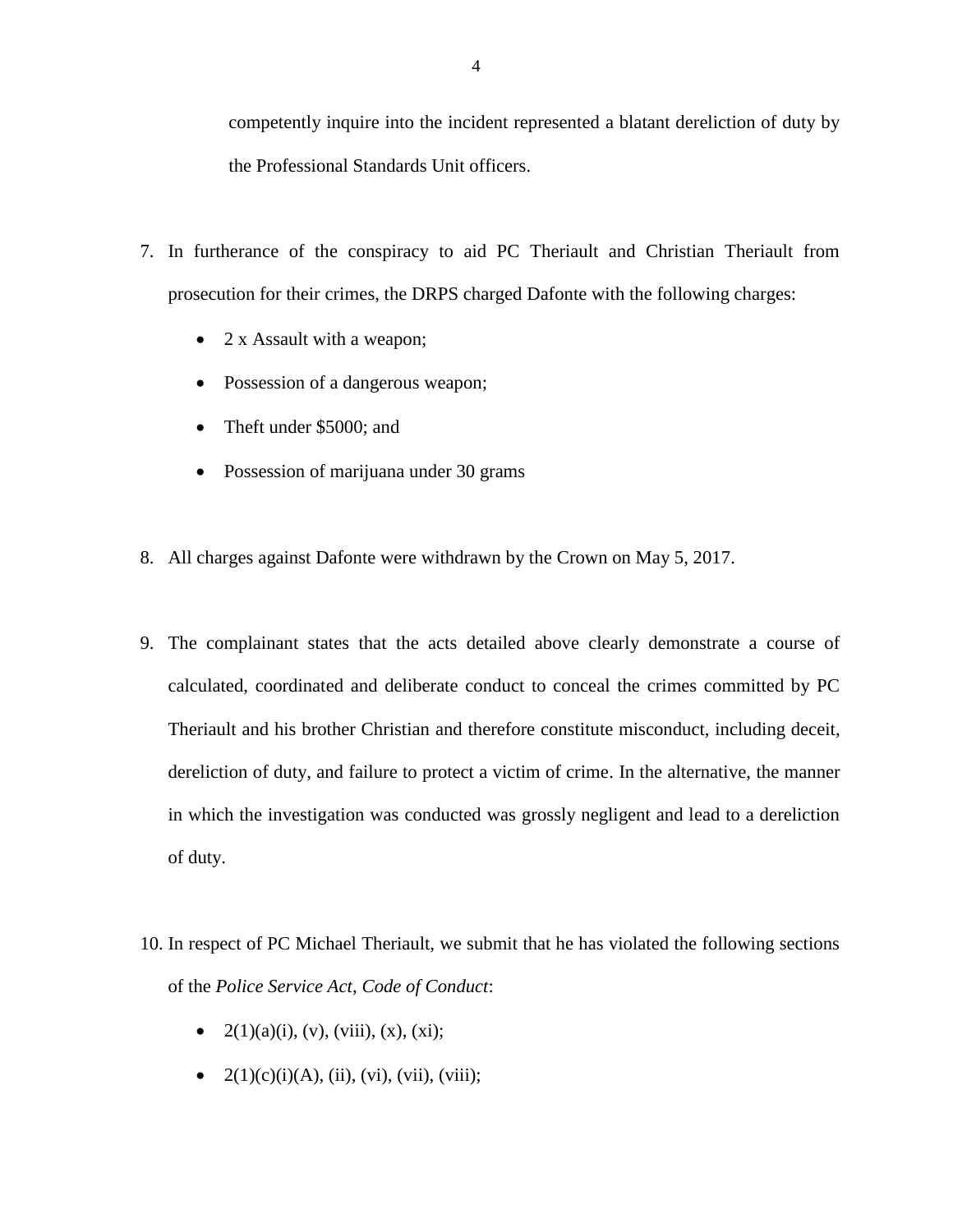competently inquire into the incident represented a blatant dereliction of duty by the Professional Standards Unit officers.

7. In furtherance of the conspiracy to aid PC Theriault and Christian Theriault from prosecution for their crimes, the DRPS charged Dafonte with the following charges:

    - 2 x Assault with a weapon;
    - Possession of a dangerous weapon;
    - Theft under $5000; and
    - Possession of marijuana under 30 grams

8. All charges against Dafonte were withdrawn by the Crown on May 5, 2017.

9. The complainant states that the acts detailed above clearly demonstrate a course of calculated, coordinated and deliberate conduct to conceal the crimes committed by PC Theriault and his brother Christian and therefore constitute misconduct, including deceit, dereliction of duty, and failure to protect a victim of crime. In the alternative, the manner in which the investigation was conducted was grossly negligent and lead to a dereliction of duty.

10. In respect of PC Michael Theriault, we submit that he has violated the following sections of the *Police Service Act*, *Code of Conduct*:

    - 2(1)(a)(i), (v), (viii), (x), (xi);
    - 2(1)(c)(i)(A), (ii), (vi), (vii), (viii);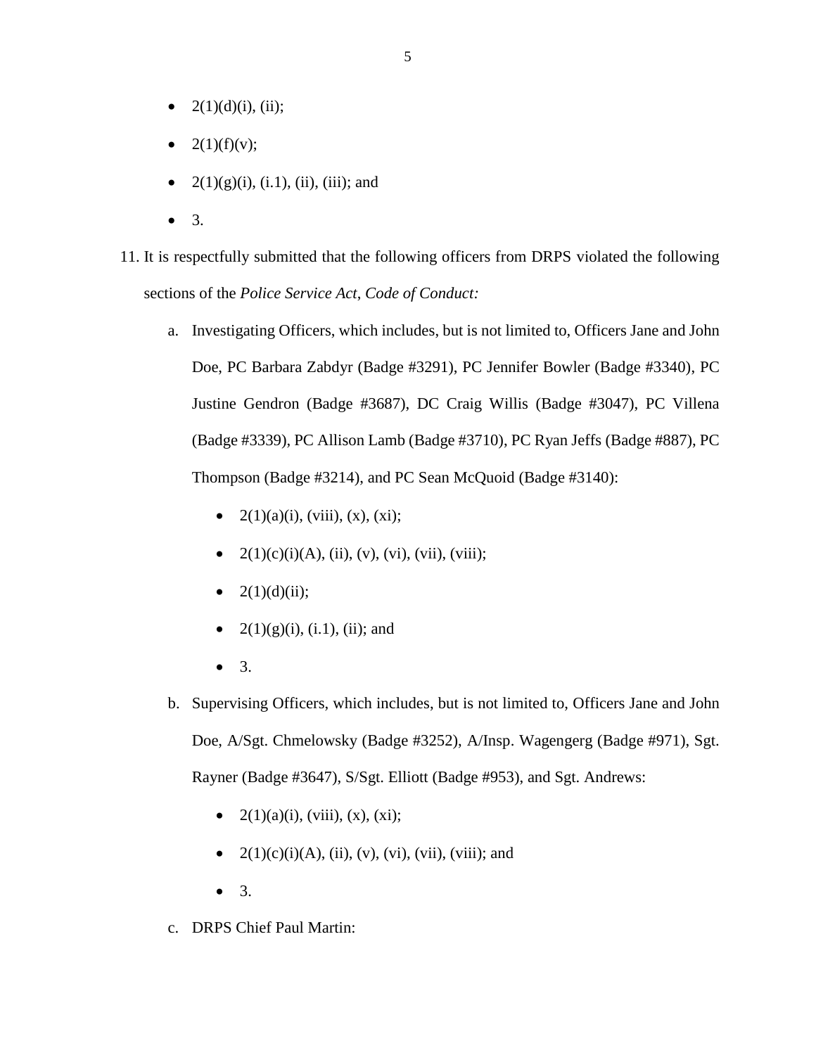- 2(1)(d)(i), (ii);
- 2(1)(f)(v);
- 2(1)(g)(i), (i.1), (ii), (iii); and
- 3.

11. It is respectfully submitted that the following officers from DRPS violated the following sections of the *Police Service Act*, *Code of Conduct:*

    a. Investigating Officers, which includes, but is not limited to, Officers Jane and John Doe, PC Barbara Zabdyr (Badge #3291), PC Jennifer Bowler (Badge #3340), PC Justine Gendron (Badge #3687), DC Craig Willis (Badge #3047), PC Villena (Badge #3339), PC Allison Lamb (Badge #3710), PC Ryan Jeffs (Badge #887), PC Thompson (Badge #3214), and PC Sean McQuoid (Badge #3140):

       - 2(1)(a)(i), (viii), (x), (xi);
       - 2(1)(c)(i)(A), (ii), (v), (vi), (vii), (viii);
       - 2(1)(d)(ii);
       - 2(1)(g)(i), (i.1), (ii); and
       - 3.

    b. Supervising Officers, which includes, but is not limited to, Officers Jane and John Doe, A/Sgt. Chmelowsky (Badge #3252), A/Insp. Wagengerg (Badge #971), Sgt. Rayner (Badge #3647), S/Sgt. Elliott (Badge #953), and Sgt. Andrews:

       - 2(1)(a)(i), (viii), (x), (xi);
       - 2(1)(c)(i)(A), (ii), (v), (vi), (vii), (viii); and
       - 3.

    c. DRPS Chief Paul Martin: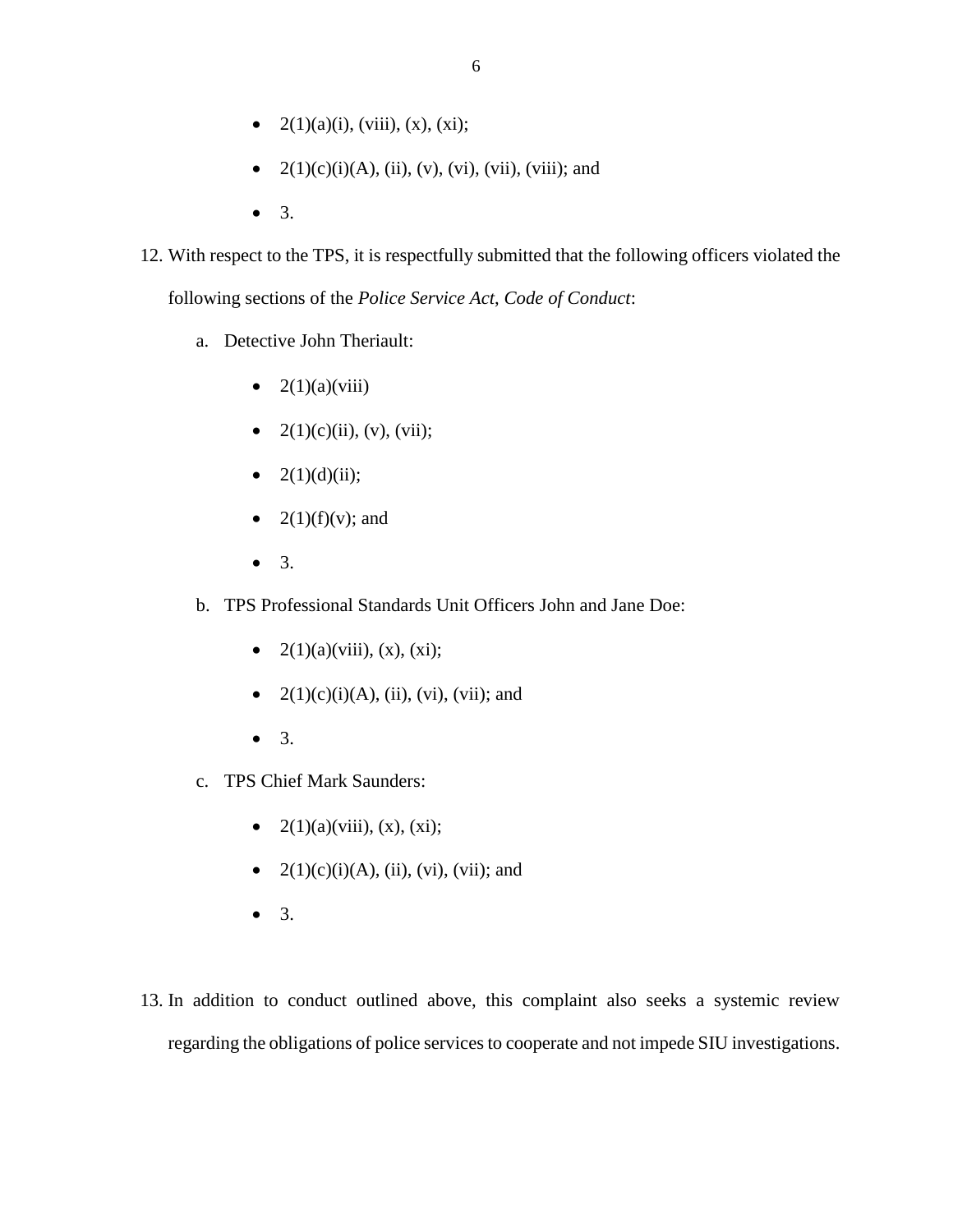- 2(1)(a)(i), (viii), (x), (xi);
- 2(1)(c)(i)(A), (ii), (v), (vi), (vii), (viii); and
- 3.

12. With respect to the TPS, it is respectfully submitted that the following officers violated the following sections of the *Police Service Act*, *Code of Conduct*:

    a. Detective John Theriault:

       - 2(1)(a)(viii)
       - 2(1)(c)(ii), (v), (vii);
       - 2(1)(d)(ii);
       - 2(1)(f)(v); and
       - 3.

    b. TPS Professional Standards Unit Officers John and Jane Doe:

       - 2(1)(a)(viii), (x), (xi);
       - 2(1)(c)(i)(A), (ii), (vi), (vii); and
       - 3.

    c. TPS Chief Mark Saunders:

       - 2(1)(a)(viii), (x), (xi);
       - 2(1)(c)(i)(A), (ii), (vi), (vii); and
       - 3.

13. In addition to conduct outlined above, this complaint also seeks a systemic review regarding the obligations of police services to cooperate and not impede SIU investigations.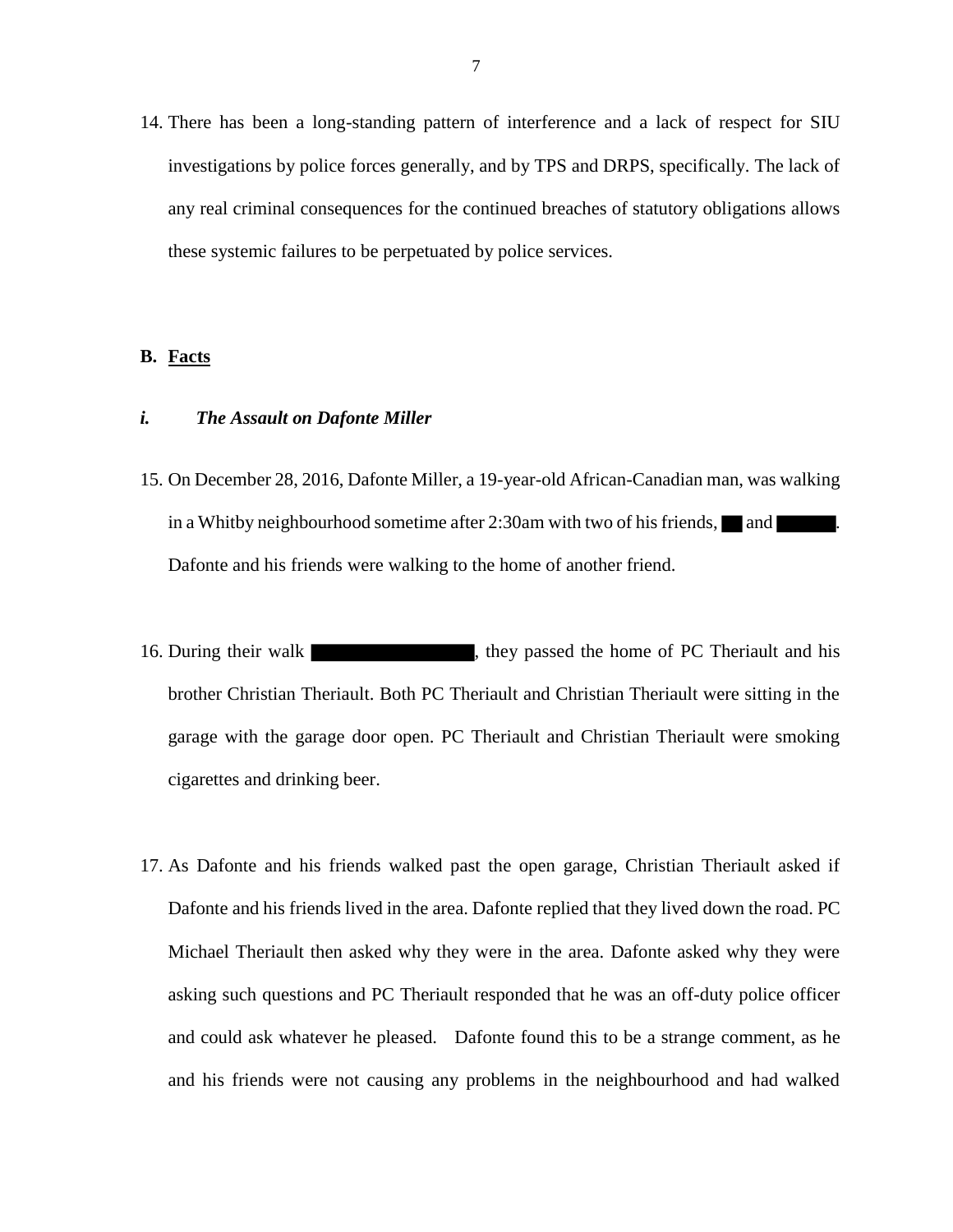14. There has been a long-standing pattern of interference and a lack of respect for SIU investigations by police forces generally, and by TPS and DRPS, specifically. The lack of any real criminal consequences for the continued breaches of statutory obligations allows these systemic failures to be perpetuated by police services.

## B. Facts

### *i. The Assault on Dafonte Miller*

15. On December 28, 2016, Dafonte Miller, a 19-year-old African-Canadian man, was walking in a Whitby neighbourhood sometime after 2:30am with two of his friends, ██ and █████. Dafonte and his friends were walking to the home of another friend.

16. During their walk ████████████████, they passed the home of PC Theriault and his brother Christian Theriault. Both PC Theriault and Christian Theriault were sitting in the garage with the garage door open. PC Theriault and Christian Theriault were smoking cigarettes and drinking beer.

17. As Dafonte and his friends walked past the open garage, Christian Theriault asked if Dafonte and his friends lived in the area. Dafonte replied that they lived down the road. PC Michael Theriault then asked why they were in the area. Dafonte asked why they were asking such questions and PC Theriault responded that he was an off-duty police officer and could ask whatever he pleased. Dafonte found this to be a strange comment, as he and his friends were not causing any problems in the neighbourhood and had walked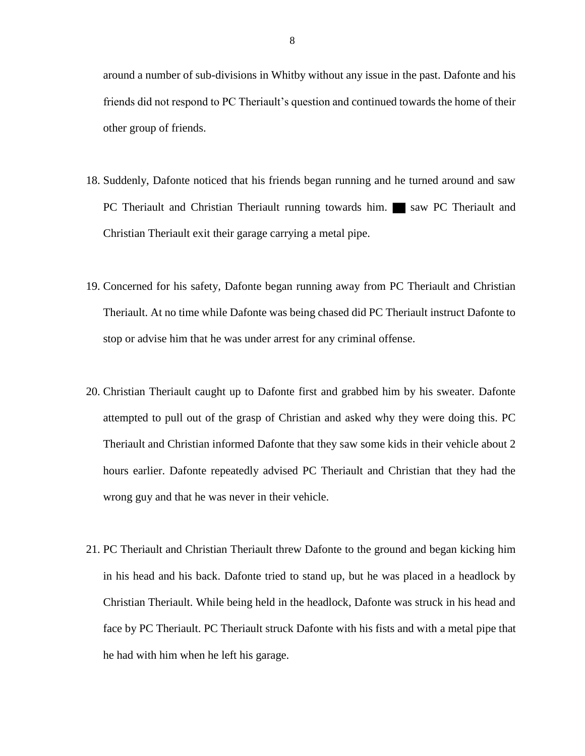around a number of sub-divisions in Whitby without any issue in the past. Dafonte and his friends did not respond to PC Theriault's question and continued towards the home of their other group of friends.

18. Suddenly, Dafonte noticed that his friends began running and he turned around and saw PC Theriault and Christian Theriault running towards him. ██ saw PC Theriault and Christian Theriault exit their garage carrying a metal pipe.

19. Concerned for his safety, Dafonte began running away from PC Theriault and Christian Theriault. At no time while Dafonte was being chased did PC Theriault instruct Dafonte to stop or advise him that he was under arrest for any criminal offense.

20. Christian Theriault caught up to Dafonte first and grabbed him by his sweater. Dafonte attempted to pull out of the grasp of Christian and asked why they were doing this. PC Theriault and Christian informed Dafonte that they saw some kids in their vehicle about 2 hours earlier. Dafonte repeatedly advised PC Theriault and Christian that they had the wrong guy and that he was never in their vehicle.

21. PC Theriault and Christian Theriault threw Dafonte to the ground and began kicking him in his head and his back. Dafonte tried to stand up, but he was placed in a headlock by Christian Theriault. While being held in the headlock, Dafonte was struck in his head and face by PC Theriault. PC Theriault struck Dafonte with his fists and with a metal pipe that he had with him when he left his garage.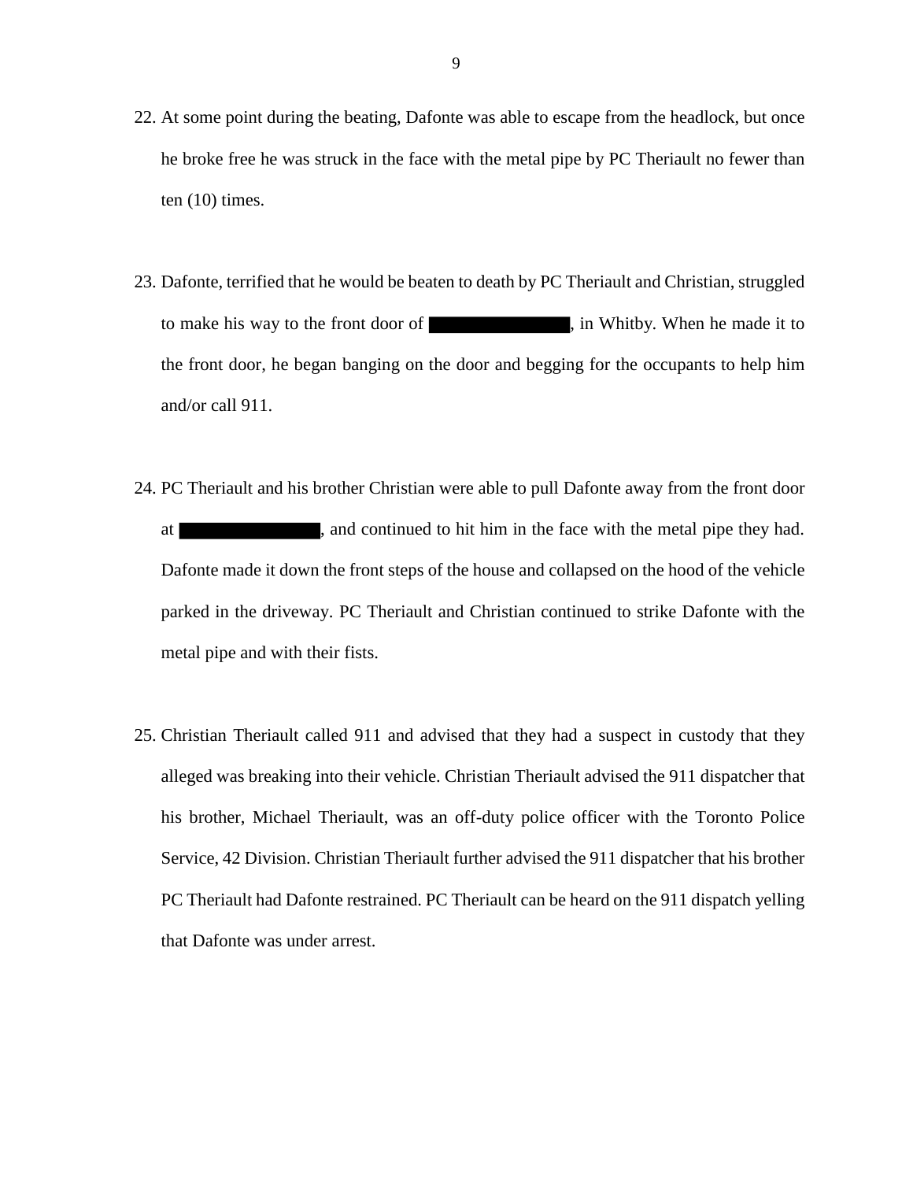22. At some point during the beating, Dafonte was able to escape from the headlock, but once he broke free he was struck in the face with the metal pipe by PC Theriault no fewer than ten (10) times.

23. Dafonte, terrified that he would be beaten to death by PC Theriault and Christian, struggled to make his way to the front door of ██████████, in Whitby. When he made it to the front door, he began banging on the door and begging for the occupants to help him and/or call 911.

24. PC Theriault and his brother Christian were able to pull Dafonte away from the front door at ██████████, and continued to hit him in the face with the metal pipe they had. Dafonte made it down the front steps of the house and collapsed on the hood of the vehicle parked in the driveway. PC Theriault and Christian continued to strike Dafonte with the metal pipe and with their fists.

25. Christian Theriault called 911 and advised that they had a suspect in custody that they alleged was breaking into their vehicle. Christian Theriault advised the 911 dispatcher that his brother, Michael Theriault, was an off-duty police officer with the Toronto Police Service, 42 Division. Christian Theriault further advised the 911 dispatcher that his brother PC Theriault had Dafonte restrained. PC Theriault can be heard on the 911 dispatch yelling that Dafonte was under arrest.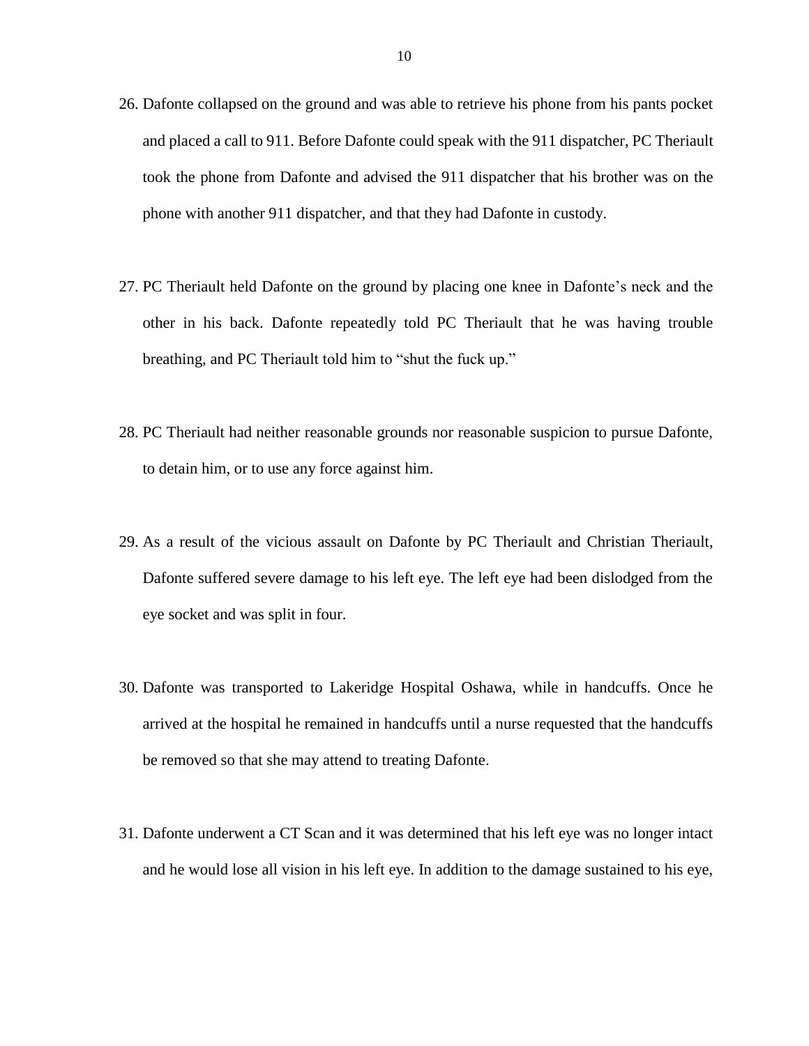26. Dafonte collapsed on the ground and was able to retrieve his phone from his pants pocket and placed a call to 911. Before Dafonte could speak with the 911 dispatcher, PC Theriault took the phone from Dafonte and advised the 911 dispatcher that his brother was on the phone with another 911 dispatcher, and that they had Dafonte in custody.

27. PC Theriault held Dafonte on the ground by placing one knee in Dafonte's neck and the other in his back. Dafonte repeatedly told PC Theriault that he was having trouble breathing, and PC Theriault told him to "shut the fuck up."

28. PC Theriault had neither reasonable grounds nor reasonable suspicion to pursue Dafonte, to detain him, or to use any force against him.

29. As a result of the vicious assault on Dafonte by PC Theriault and Christian Theriault, Dafonte suffered severe damage to his left eye. The left eye had been dislodged from the eye socket and was split in four.

30. Dafonte was transported to Lakeridge Hospital Oshawa, while in handcuffs. Once he arrived at the hospital he remained in handcuffs until a nurse requested that the handcuffs be removed so that she may attend to treating Dafonte.

31. Dafonte underwent a CT Scan and it was determined that his left eye was no longer intact and he would lose all vision in his left eye. In addition to the damage sustained to his eye,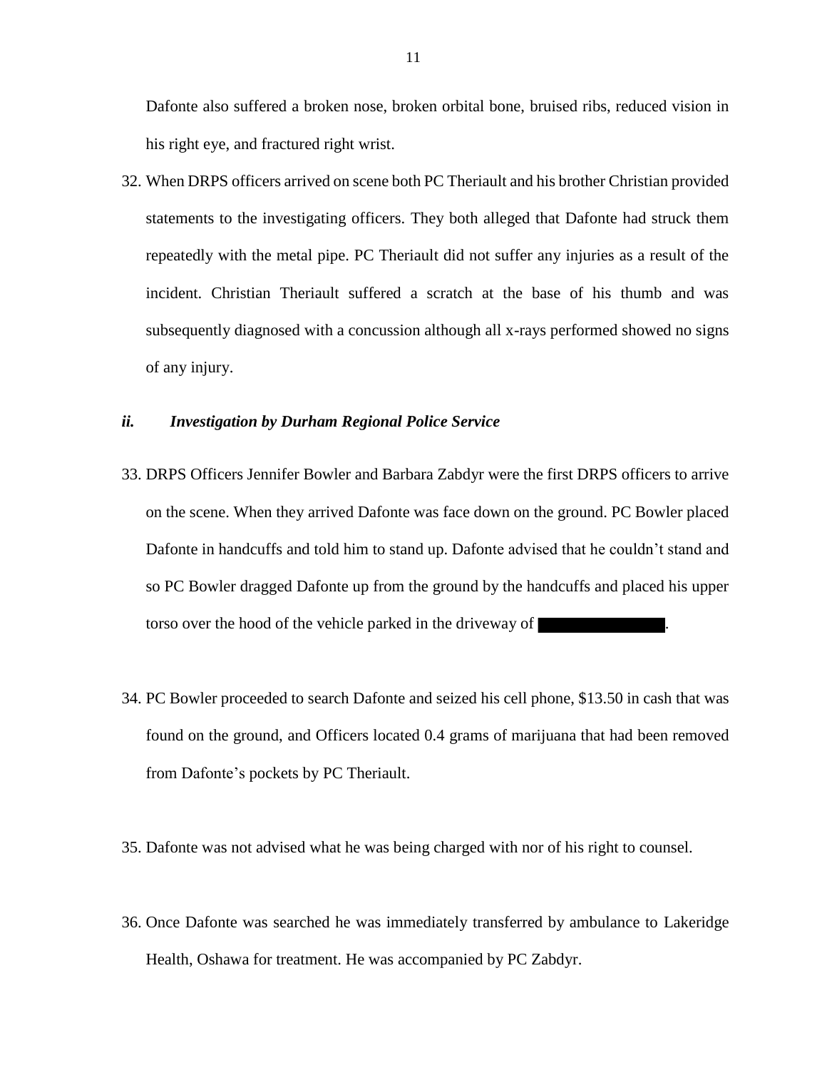Dafonte also suffered a broken nose, broken orbital bone, bruised ribs, reduced vision in his right eye, and fractured right wrist.

32. When DRPS officers arrived on scene both PC Theriault and his brother Christian provided statements to the investigating officers. They both alleged that Dafonte had struck them repeatedly with the metal pipe. PC Theriault did not suffer any injuries as a result of the incident. Christian Theriault suffered a scratch at the base of his thumb and was subsequently diagnosed with a concussion although all x-rays performed showed no signs of any injury.

### *ii. Investigation by Durham Regional Police Service*

33. DRPS Officers Jennifer Bowler and Barbara Zabdyr were the first DRPS officers to arrive on the scene. When they arrived Dafonte was face down on the ground. PC Bowler placed Dafonte in handcuffs and told him to stand up. Dafonte advised that he couldn't stand and so PC Bowler dragged Dafonte up from the ground by the handcuffs and placed his upper torso over the hood of the vehicle parked in the driveway of ███████.

34. PC Bowler proceeded to search Dafonte and seized his cell phone, $13.50 in cash that was found on the ground, and Officers located 0.4 grams of marijuana that had been removed from Dafonte's pockets by PC Theriault.

35. Dafonte was not advised what he was being charged with nor of his right to counsel.

36. Once Dafonte was searched he was immediately transferred by ambulance to Lakeridge Health, Oshawa for treatment. He was accompanied by PC Zabdyr.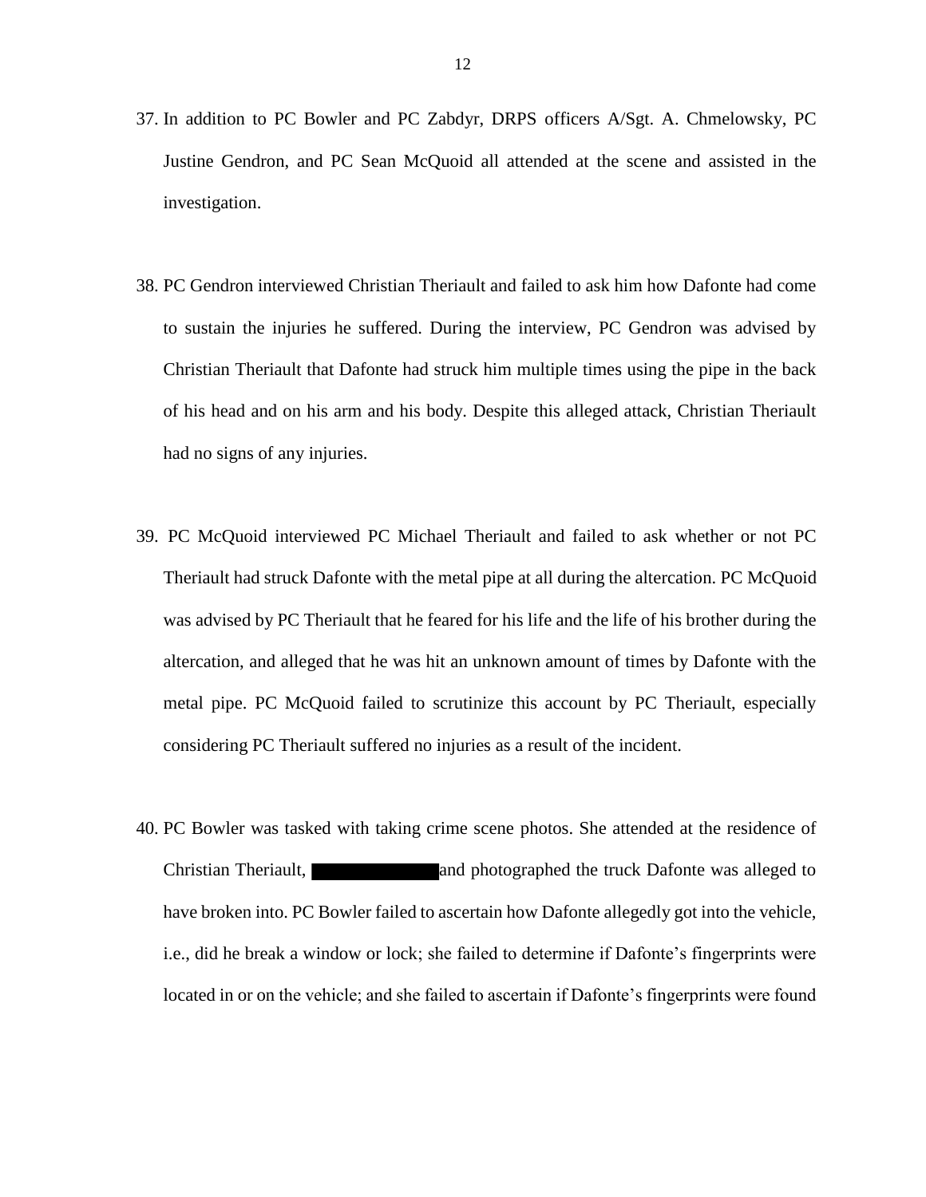37. In addition to PC Bowler and PC Zabdyr, DRPS officers A/Sgt. A. Chmelowsky, PC Justine Gendron, and PC Sean McQuoid all attended at the scene and assisted in the investigation.

38. PC Gendron interviewed Christian Theriault and failed to ask him how Dafonte had come to sustain the injuries he suffered. During the interview, PC Gendron was advised by Christian Theriault that Dafonte had struck him multiple times using the pipe in the back of his head and on his arm and his body. Despite this alleged attack, Christian Theriault had no signs of any injuries.

39. PC McQuoid interviewed PC Michael Theriault and failed to ask whether or not PC Theriault had struck Dafonte with the metal pipe at all during the altercation. PC McQuoid was advised by PC Theriault that he feared for his life and the life of his brother during the altercation, and alleged that he was hit an unknown amount of times by Dafonte with the metal pipe. PC McQuoid failed to scrutinize this account by PC Theriault, especially considering PC Theriault suffered no injuries as a result of the incident.

40. PC Bowler was tasked with taking crime scene photos. She attended at the residence of Christian Theriault, ██████████ and photographed the truck Dafonte was alleged to have broken into. PC Bowler failed to ascertain how Dafonte allegedly got into the vehicle, i.e., did he break a window or lock; she failed to determine if Dafonte's fingerprints were located in or on the vehicle; and she failed to ascertain if Dafonte's fingerprints were found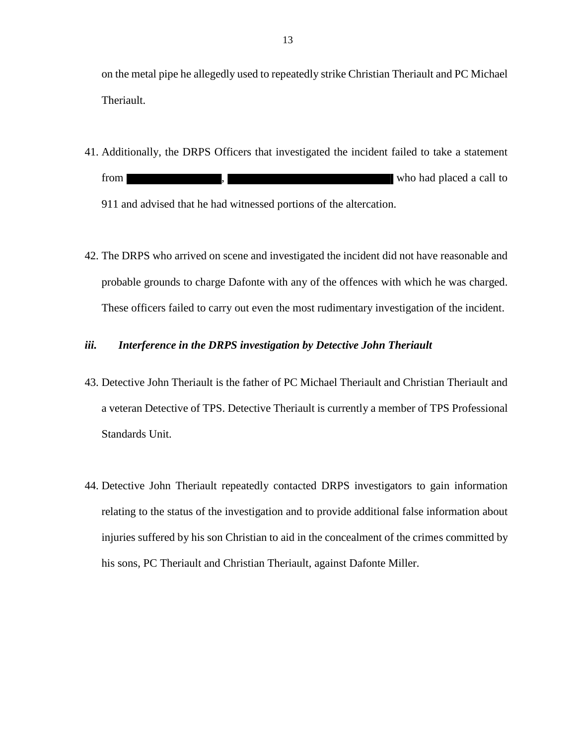on the metal pipe he allegedly used to repeatedly strike Christian Theriault and PC Michael Theriault.

41. Additionally, the DRPS Officers that investigated the incident failed to take a statement from ██████████, ██████████████████ who had placed a call to 911 and advised that he had witnessed portions of the altercation.

42. The DRPS who arrived on scene and investigated the incident did not have reasonable and probable grounds to charge Dafonte with any of the offences with which he was charged. These officers failed to carry out even the most rudimentary investigation of the incident.

### *iii. Interference in the DRPS investigation by Detective John Theriault*

43. Detective John Theriault is the father of PC Michael Theriault and Christian Theriault and a veteran Detective of TPS. Detective Theriault is currently a member of TPS Professional Standards Unit.

44. Detective John Theriault repeatedly contacted DRPS investigators to gain information relating to the status of the investigation and to provide additional false information about injuries suffered by his son Christian to aid in the concealment of the crimes committed by his sons, PC Theriault and Christian Theriault, against Dafonte Miller.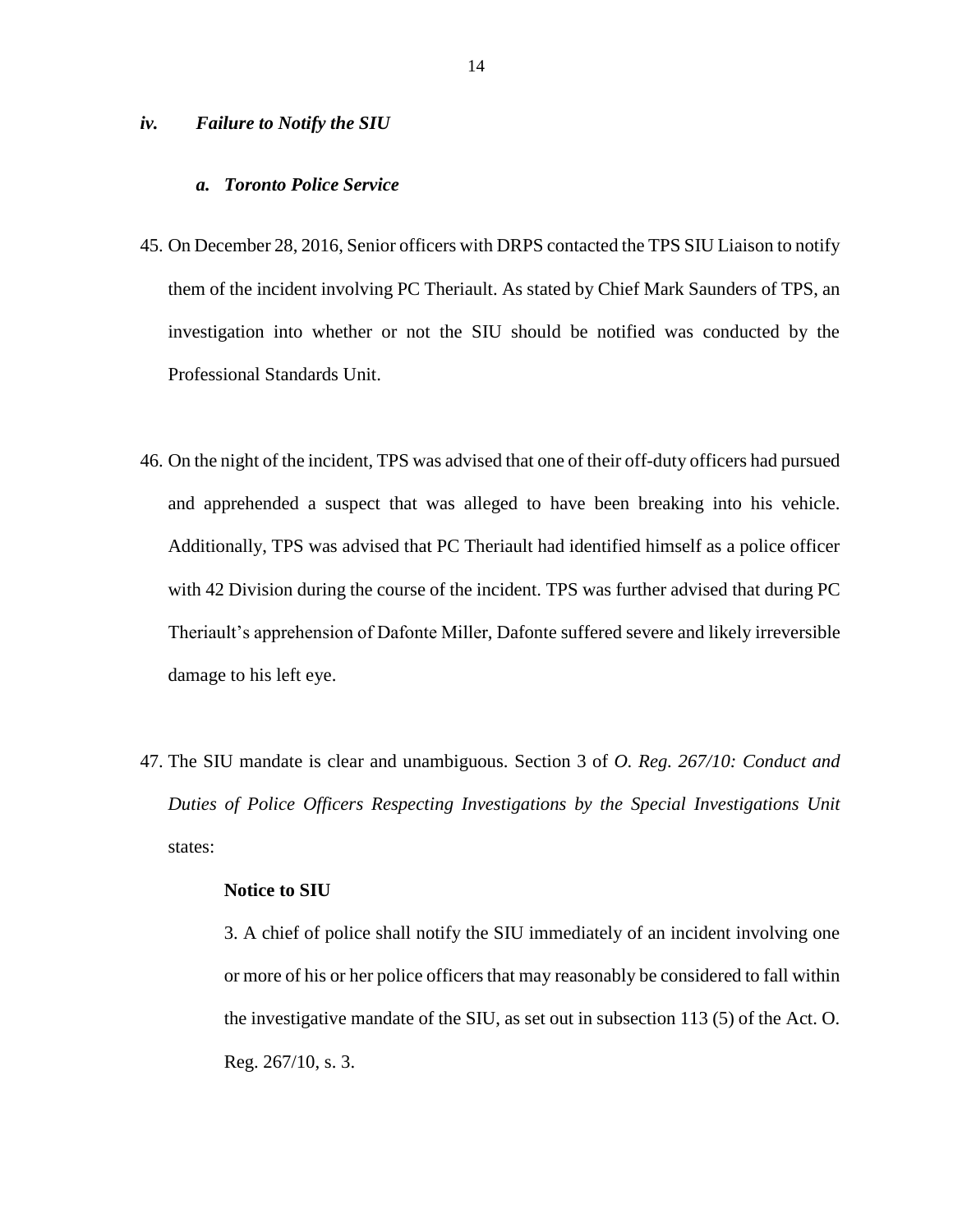### *iv. Failure to Notify the SIU*

#### *a. Toronto Police Service*

45. On December 28, 2016, Senior officers with DRPS contacted the TPS SIU Liaison to notify them of the incident involving PC Theriault. As stated by Chief Mark Saunders of TPS, an investigation into whether or not the SIU should be notified was conducted by the Professional Standards Unit.

46. On the night of the incident, TPS was advised that one of their off-duty officers had pursued and apprehended a suspect that was alleged to have been breaking into his vehicle. Additionally, TPS was advised that PC Theriault had identified himself as a police officer with 42 Division during the course of the incident. TPS was further advised that during PC Theriault's apprehension of Dafonte Miller, Dafonte suffered severe and likely irreversible damage to his left eye.

47. The SIU mandate is clear and unambiguous. Section 3 of *O. Reg. 267/10: Conduct and Duties of Police Officers Respecting Investigations by the Special Investigations Unit* states:

> **Notice to SIU**
>
> 3. A chief of police shall notify the SIU immediately of an incident involving one or more of his or her police officers that may reasonably be considered to fall within the investigative mandate of the SIU, as set out in subsection 113 (5) of the Act. O. Reg. 267/10, s. 3.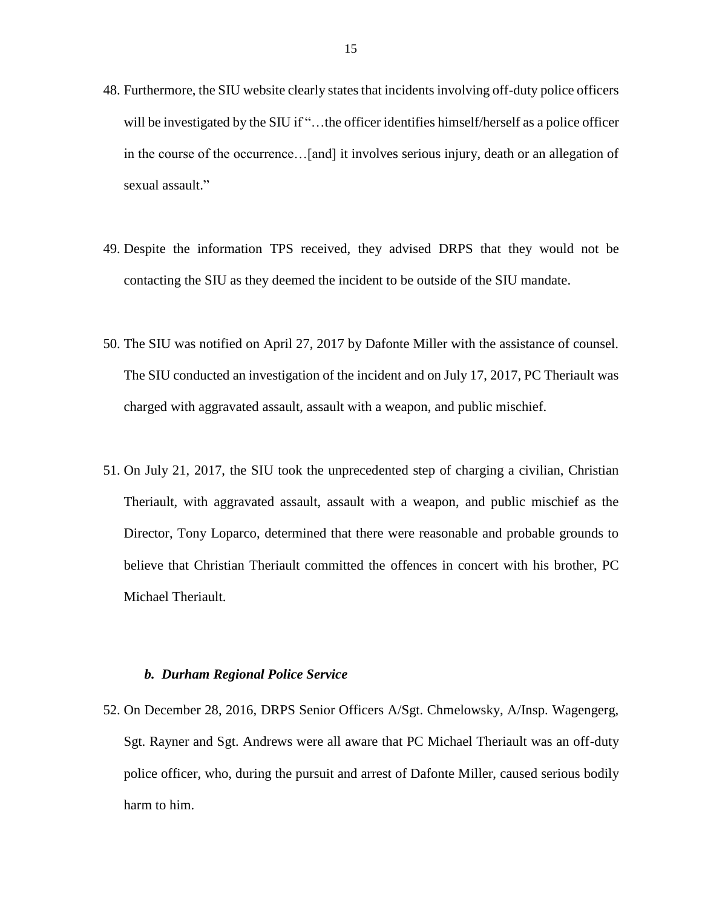48. Furthermore, the SIU website clearly states that incidents involving off-duty police officers will be investigated by the SIU if "…the officer identifies himself/herself as a police officer in the course of the occurrence…[and] it involves serious injury, death or an allegation of sexual assault."

49. Despite the information TPS received, they advised DRPS that they would not be contacting the SIU as they deemed the incident to be outside of the SIU mandate.

50. The SIU was notified on April 27, 2017 by Dafonte Miller with the assistance of counsel. The SIU conducted an investigation of the incident and on July 17, 2017, PC Theriault was charged with aggravated assault, assault with a weapon, and public mischief.

51. On July 21, 2017, the SIU took the unprecedented step of charging a civilian, Christian Theriault, with aggravated assault, assault with a weapon, and public mischief as the Director, Tony Loparco, determined that there were reasonable and probable grounds to believe that Christian Theriault committed the offences in concert with his brother, PC Michael Theriault.

### *b. Durham Regional Police Service*

52. On December 28, 2016, DRPS Senior Officers A/Sgt. Chmelowsky, A/Insp. Wagengerg, Sgt. Rayner and Sgt. Andrews were all aware that PC Michael Theriault was an off-duty police officer, who, during the pursuit and arrest of Dafonte Miller, caused serious bodily harm to him.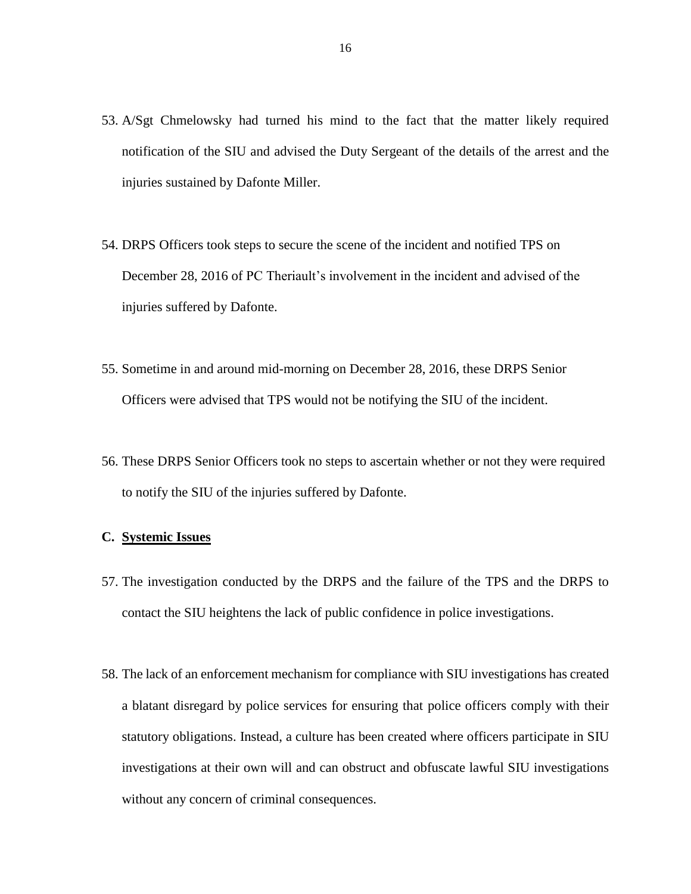53. A/Sgt Chmelowsky had turned his mind to the fact that the matter likely required notification of the SIU and advised the Duty Sergeant of the details of the arrest and the injuries sustained by Dafonte Miller.

54. DRPS Officers took steps to secure the scene of the incident and notified TPS on December 28, 2016 of PC Theriault's involvement in the incident and advised of the injuries suffered by Dafonte.

55. Sometime in and around mid-morning on December 28, 2016, these DRPS Senior Officers were advised that TPS would not be notifying the SIU of the incident.

56. These DRPS Senior Officers took no steps to ascertain whether or not they were required to notify the SIU of the injuries suffered by Dafonte.

### C. <u>Systemic Issues</u>

57. The investigation conducted by the DRPS and the failure of the TPS and the DRPS to contact the SIU heightens the lack of public confidence in police investigations.

58. The lack of an enforcement mechanism for compliance with SIU investigations has created a blatant disregard by police services for ensuring that police officers comply with their statutory obligations. Instead, a culture has been created where officers participate in SIU investigations at their own will and can obstruct and obfuscate lawful SIU investigations without any concern of criminal consequences.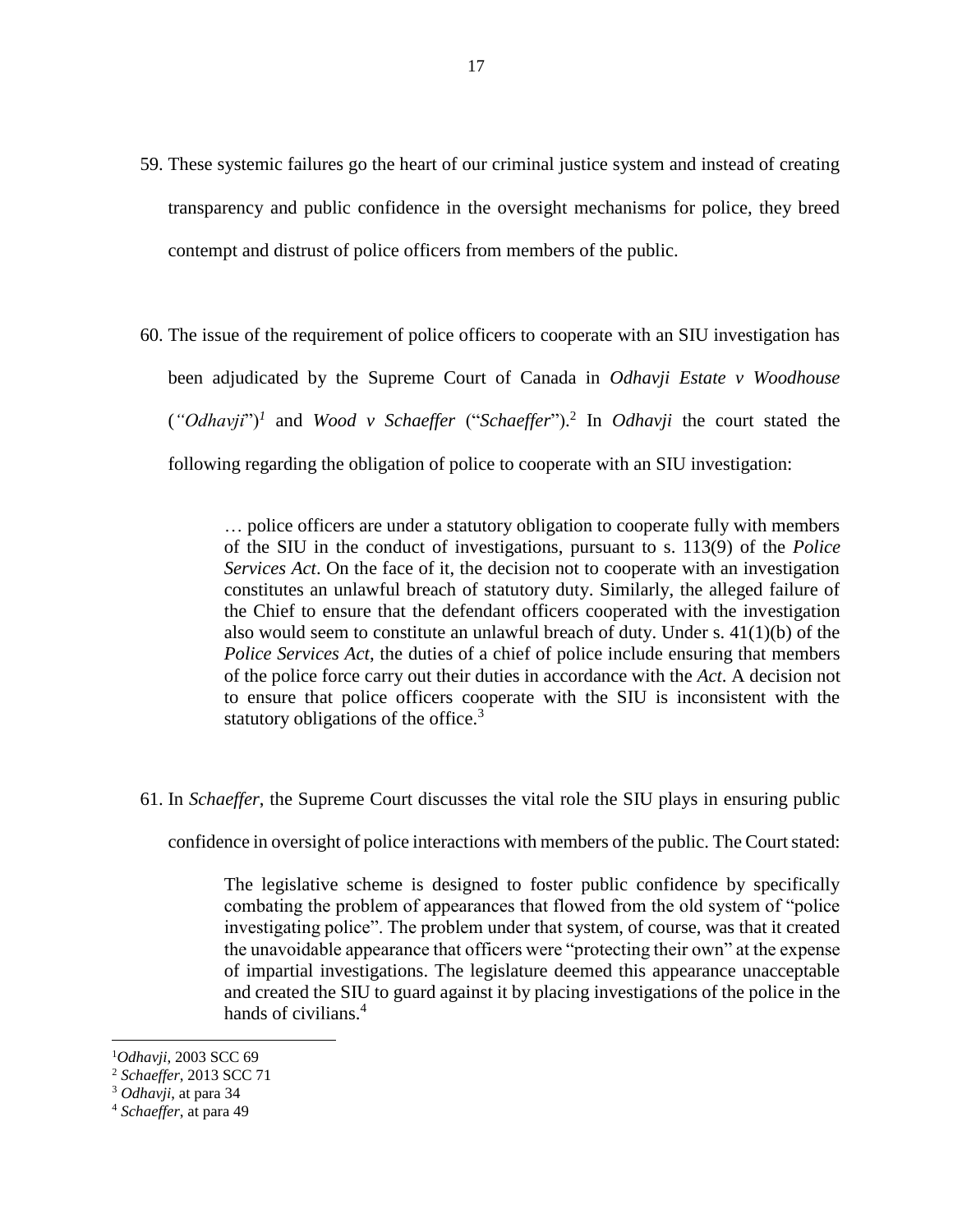59. These systemic failures go the heart of our criminal justice system and instead of creating transparency and public confidence in the oversight mechanisms for police, they breed contempt and distrust of police officers from members of the public.

60. The issue of the requirement of police officers to cooperate with an SIU investigation has been adjudicated by the Supreme Court of Canada in *Odhavji Estate v Woodhouse* (*"Odhavji*")[1] and *Wood v Schaeffer* ("*Schaeffer*").[2] In *Odhavji* the court stated the following regarding the obligation of police to cooperate with an SIU investigation:

> … police officers are under a statutory obligation to cooperate fully with members of the SIU in the conduct of investigations, pursuant to s. 113(9) of the *Police Services Act*. On the face of it, the decision not to cooperate with an investigation constitutes an unlawful breach of statutory duty. Similarly, the alleged failure of the Chief to ensure that the defendant officers cooperated with the investigation also would seem to constitute an unlawful breach of duty. Under s. 41(1)(b) of the *Police Services Act*, the duties of a chief of police include ensuring that members of the police force carry out their duties in accordance with the *Act*. A decision not to ensure that police officers cooperate with the SIU is inconsistent with the statutory obligations of the office.[3]

61. In *Schaeffer*, the Supreme Court discusses the vital role the SIU plays in ensuring public confidence in oversight of police interactions with members of the public. The Court stated:

> The legislative scheme is designed to foster public confidence by specifically combating the problem of appearances that flowed from the old system of "police investigating police". The problem under that system, of course, was that it created the unavoidable appearance that officers were "protecting their own" at the expense of impartial investigations. The legislature deemed this appearance unacceptable and created the SIU to guard against it by placing investigations of the police in the hands of civilians.[4]

---

[1] *Odhavji*, 2003 SCC 69

[2] *Schaeffer*, 2013 SCC 71

[3] *Odhavji*, at para 34

[4] *Schaeffer*, at para 49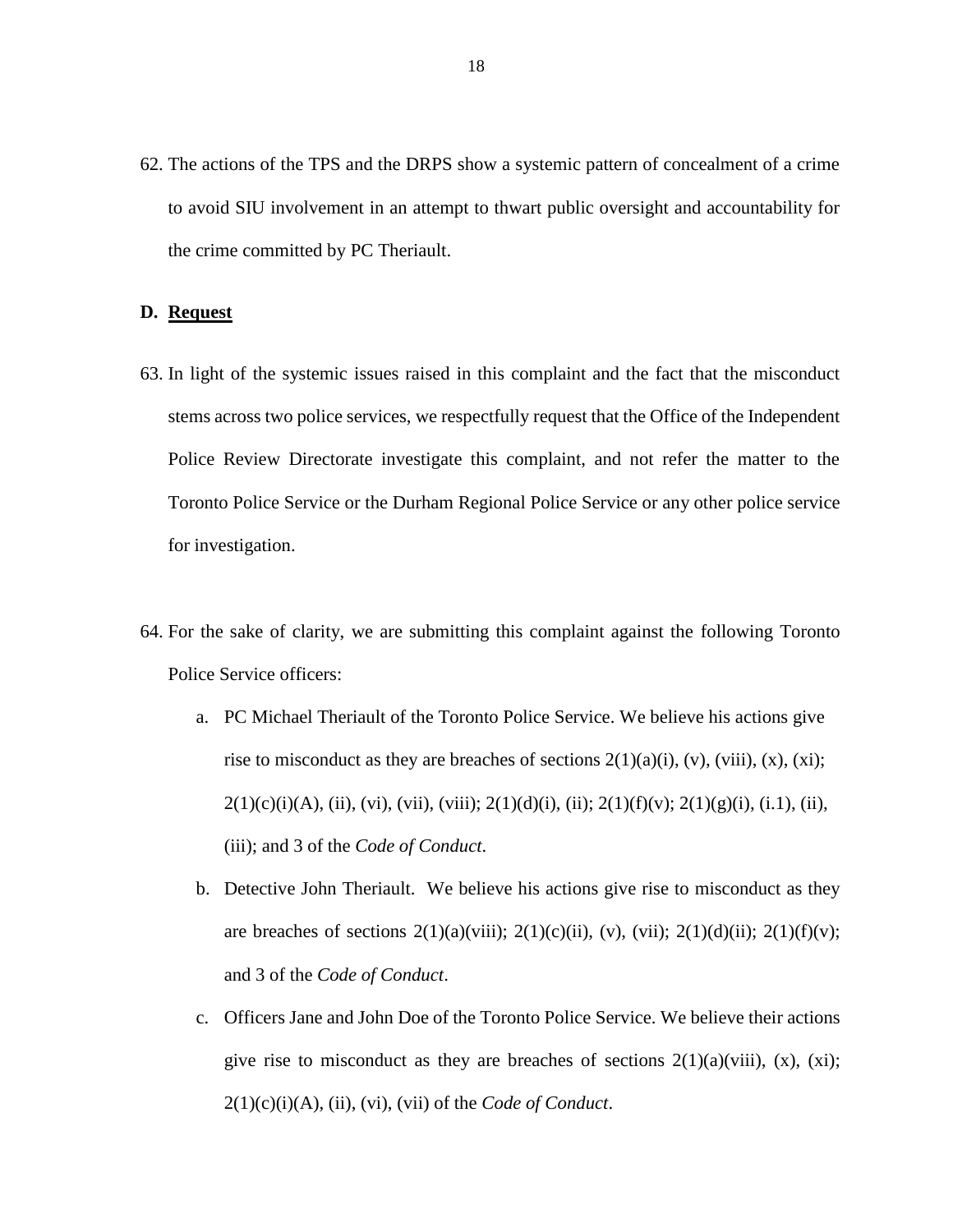62. The actions of the TPS and the DRPS show a systemic pattern of concealment of a crime to avoid SIU involvement in an attempt to thwart public oversight and accountability for the crime committed by PC Theriault.

### D. <u>Request</u>

63. In light of the systemic issues raised in this complaint and the fact that the misconduct stems across two police services, we respectfully request that the Office of the Independent Police Review Directorate investigate this complaint, and not refer the matter to the Toronto Police Service or the Durham Regional Police Service or any other police service for investigation.

64. For the sake of clarity, we are submitting this complaint against the following Toronto Police Service officers:

    a. PC Michael Theriault of the Toronto Police Service. We believe his actions give rise to misconduct as they are breaches of sections 2(1)(a)(i), (v), (viii), (x), (xi); 2(1)(c)(i)(A), (ii), (vi), (vii), (viii); 2(1)(d)(i), (ii); 2(1)(f)(v); 2(1)(g)(i), (i.1), (ii), (iii); and 3 of the *Code of Conduct*.

    b. Detective John Theriault. We believe his actions give rise to misconduct as they are breaches of sections 2(1)(a)(viii); 2(1)(c)(ii), (v), (vii); 2(1)(d)(ii); 2(1)(f)(v); and 3 of the *Code of Conduct*.

    c. Officers Jane and John Doe of the Toronto Police Service. We believe their actions give rise to misconduct as they are breaches of sections 2(1)(a)(viii), (x), (xi); 2(1)(c)(i)(A), (ii), (vi), (vii) of the *Code of Conduct*.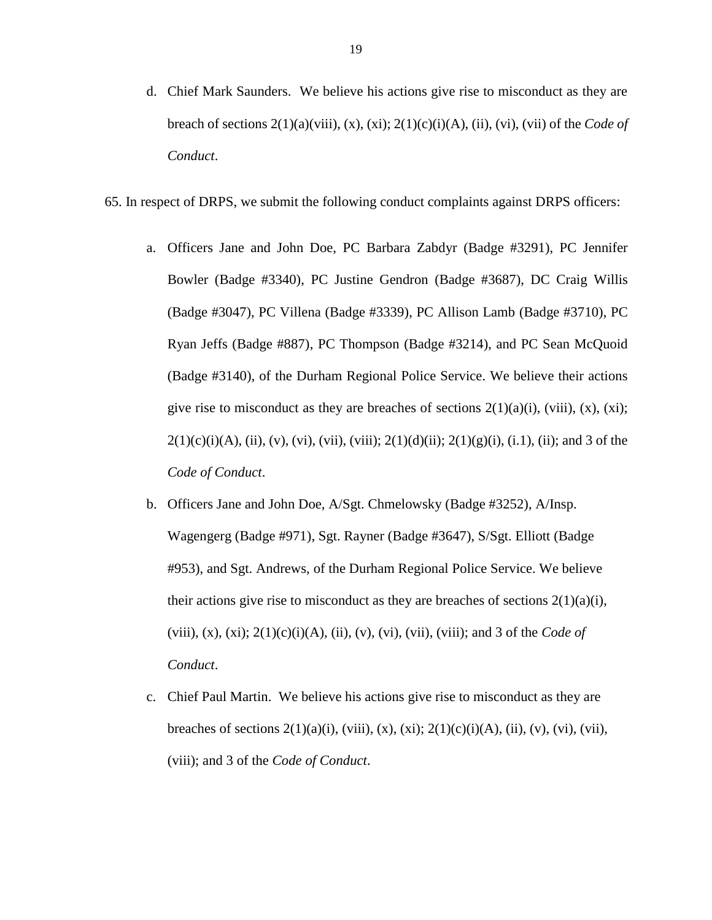d. Chief Mark Saunders. We believe his actions give rise to misconduct as they are breach of sections 2(1)(a)(viii), (x), (xi); 2(1)(c)(i)(A), (ii), (vi), (vii) of the *Code of Conduct*.

65. In respect of DRPS, we submit the following conduct complaints against DRPS officers:

a. Officers Jane and John Doe, PC Barbara Zabdyr (Badge #3291), PC Jennifer Bowler (Badge #3340), PC Justine Gendron (Badge #3687), DC Craig Willis (Badge #3047), PC Villena (Badge #3339), PC Allison Lamb (Badge #3710), PC Ryan Jeffs (Badge #887), PC Thompson (Badge #3214), and PC Sean McQuoid (Badge #3140), of the Durham Regional Police Service. We believe their actions give rise to misconduct as they are breaches of sections 2(1)(a)(i), (viii), (x), (xi); 2(1)(c)(i)(A), (ii), (v), (vi), (vii), (viii); 2(1)(d)(ii); 2(1)(g)(i), (i.1), (ii); and 3 of the *Code of Conduct*.

b. Officers Jane and John Doe, A/Sgt. Chmelowsky (Badge #3252), A/Insp. Wagengerg (Badge #971), Sgt. Rayner (Badge #3647), S/Sgt. Elliott (Badge #953), and Sgt. Andrews, of the Durham Regional Police Service. We believe their actions give rise to misconduct as they are breaches of sections 2(1)(a)(i), (viii), (x), (xi); 2(1)(c)(i)(A), (ii), (v), (vi), (vii), (viii); and 3 of the *Code of Conduct*.

c. Chief Paul Martin. We believe his actions give rise to misconduct as they are breaches of sections 2(1)(a)(i), (viii), (x), (xi); 2(1)(c)(i)(A), (ii), (v), (vi), (vii), (viii); and 3 of the *Code of Conduct*.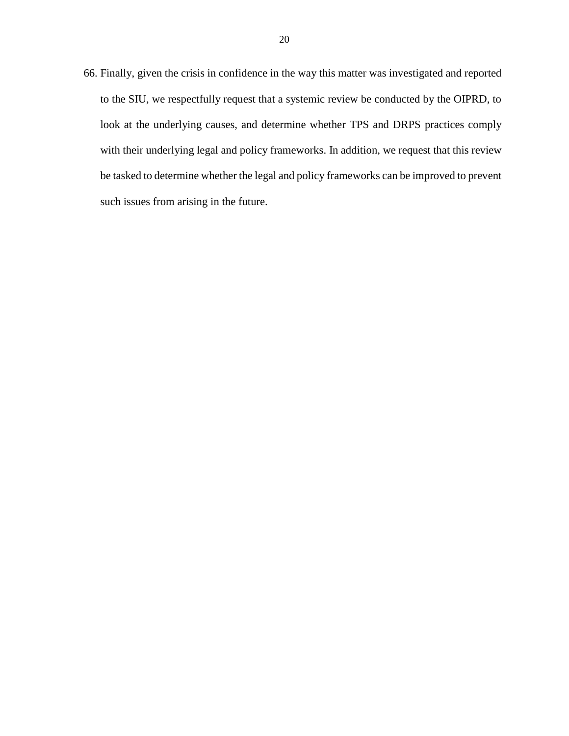66. Finally, given the crisis in confidence in the way this matter was investigated and reported to the SIU, we respectfully request that a systemic review be conducted by the OIPRD, to look at the underlying causes, and determine whether TPS and DRPS practices comply with their underlying legal and policy frameworks. In addition, we request that this review be tasked to determine whether the legal and policy frameworks can be improved to prevent such issues from arising in the future.